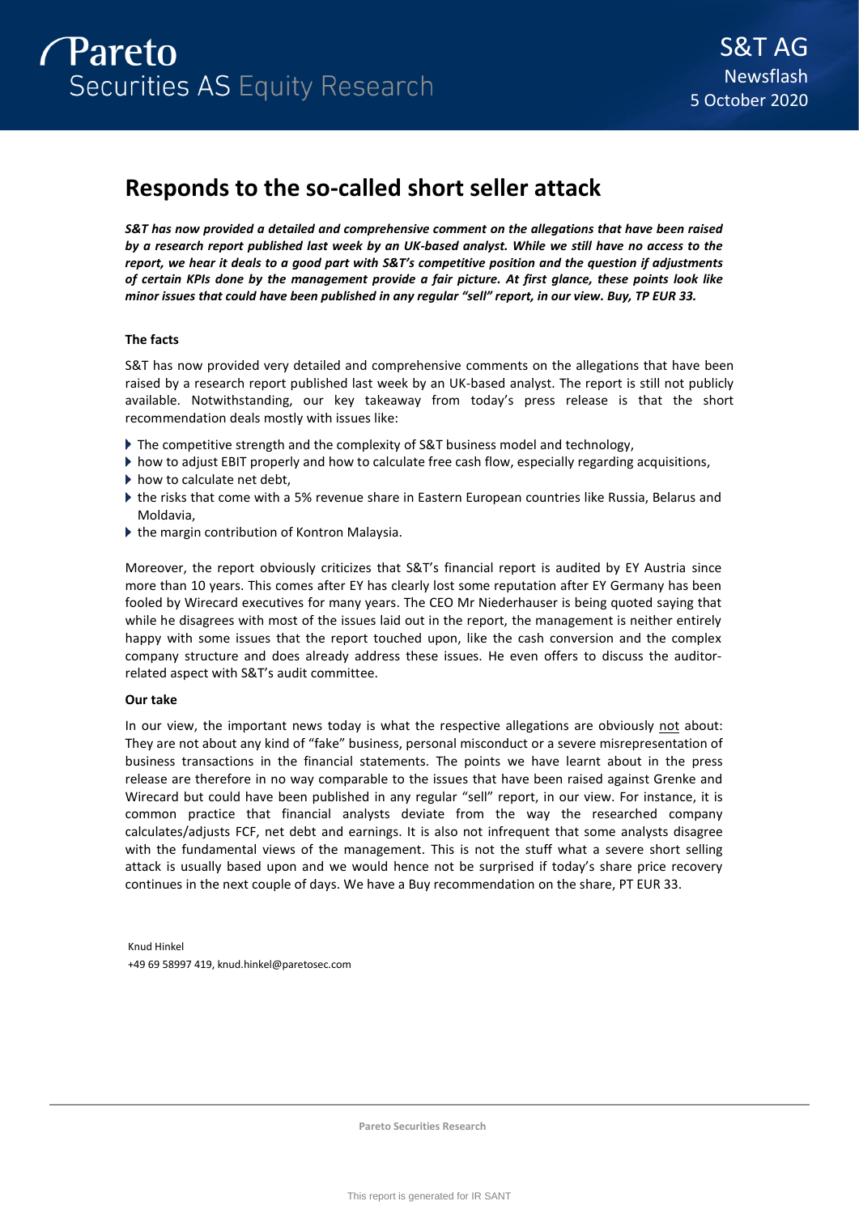Pareto Securities AS Equity Research

S&T AG
Newsflash
5 October 2020

# Responds to the so-called short seller attack

***S&T has now provided a detailed and comprehensive comment on the allegations that have been raised by a research report published last week by an UK-based analyst. While we still have no access to the report, we hear it deals to a good part with S&T's competitive position and the question if adjustments of certain KPIs done by the management provide a fair picture. At first glance, these points look like minor issues that could have been published in any regular "sell" report, in our view. Buy, TP EUR 33.***

**The facts**

S&T has now provided very detailed and comprehensive comments on the allegations that have been raised by a research report published last week by an UK-based analyst. The report is still not publicly available. Notwithstanding, our key takeaway from today's press release is that the short recommendation deals mostly with issues like:

- The competitive strength and the complexity of S&T business model and technology,
- how to adjust EBIT properly and how to calculate free cash flow, especially regarding acquisitions,
- how to calculate net debt,
- the risks that come with a 5% revenue share in Eastern European countries like Russia, Belarus and Moldavia,
- the margin contribution of Kontron Malaysia.

Moreover, the report obviously criticizes that S&T's financial report is audited by EY Austria since more than 10 years. This comes after EY has clearly lost some reputation after EY Germany has been fooled by Wirecard executives for many years. The CEO Mr Niederhauser is being quoted saying that while he disagrees with most of the issues laid out in the report, the management is neither entirely happy with some issues that the report touched upon, like the cash conversion and the complex company structure and does already address these issues. He even offers to discuss the auditor-related aspect with S&T's audit committee.

**Our take**

In our view, the important news today is what the respective allegations are obviously not about: They are not about any kind of "fake" business, personal misconduct or a severe misrepresentation of business transactions in the financial statements. The points we have learnt about in the press release are therefore in no way comparable to the issues that have been raised against Grenke and Wirecard but could have been published in any regular "sell" report, in our view. For instance, it is common practice that financial analysts deviate from the way the researched company calculates/adjusts FCF, net debt and earnings. It is also not infrequent that some analysts disagree with the fundamental views of the management. This is not the stuff what a severe short selling attack is usually based upon and we would hence not be surprised if today's share price recovery continues in the next couple of days. We have a Buy recommendation on the share, PT EUR 33.

Knud Hinkel
+49 69 58997 419, knud.hinkel@paretosec.com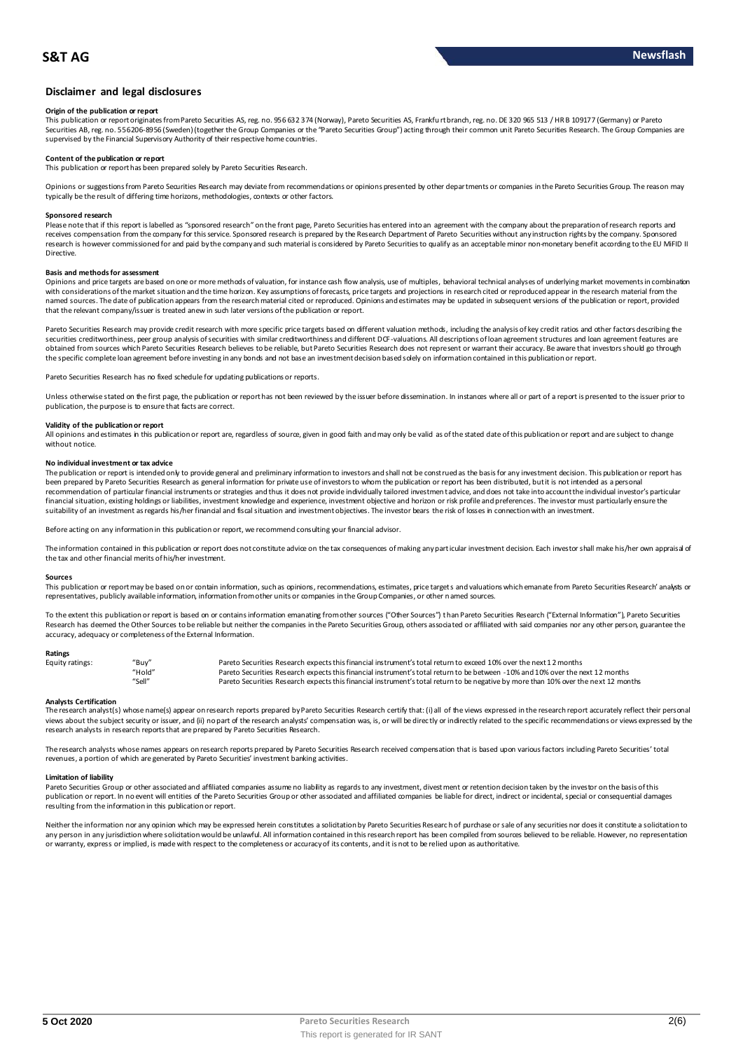## Disclaimer and legal disclosures

### Origin of the publication or report

This publication or report originates from Pareto Securities AS, reg. no. 956 632 374 (Norway), Pareto Securities AS, Frankfurt branch, reg. no. DE 320 965 513 / HR B 109177 (Germany) or Pareto Securities AB, reg. no. 556206-8956 (Sweden) (together the Group Companies or the "Pareto Securities Group") acting through their common unit Pareto Securities Research. The Group Companies are supervised by the Financial Supervisory Authority of their respective home countries.

### Content of the publication or report

This publication or report has been prepared solely by Pareto Securities Research.

Opinions or suggestions from Pareto Securities Research may deviate from recommendations or opinions presented by other departments or companies in the Pareto Securities Group. The reason may typically be the result of differing time horizons, methodologies, contexts or other factors.

### Sponsored research

Please note that if this report is labelled as "sponsored research" on the front page, Pareto Securities has entered into an agreement with the company about the preparation of research reports and receives compensation from the company for this service. Sponsored research is prepared by the Research Department of Pareto Securities without any instruction rights by the company. Sponsored research is however commissioned for and paid by the company and such material is considered by Pareto Securities to qualify as an acceptable minor non-monetary benefit according to the EU MiFID II Directive.

### Basis and methods for assessment

Opinions and price targets are based on one or more methods of valuation, for instance cash flow analysis, use of multiples, behavioral technical analyses of underlying market movements in combination with considerations of the market situation and the time horizon. Key assumptions of forecasts, price targets and projections in research cited or reproduced appear in the research material from the named sources. The date of publication appears from the research material cited or reproduced. Opinions and estimates may be updated in subsequent versions of the publication or report, provided that the relevant company/issuer is treated anew in such later versions of the publication or report.

Pareto Securities Research may provide credit research with more specific price targets based on different valuation methods, including the analysis of key credit ratios and other factors describing the securities creditworthiness, peer group analysis of securities with similar creditworthiness and different DCF-valuations. All descriptions of loan agreement structures and loan agreement features are obtained from sources which Pareto Securities Research believes to be reliable, but Pareto Securities Research does not represent or warrant their accuracy. Be aware that investors should go through the specific complete loan agreement before investing in any bonds and not base an investment decision based solely on information contained in this publication or report.

Pareto Securities Research has no fixed schedule for updating publications or reports.

Unless otherwise stated on the first page, the publication or report has not been reviewed by the issuer before dissemination. In instances where all or part of a report is presented to the issuer prior to publication, the purpose is to ensure that facts are correct.

### Validity of the publication or report

All opinions and estimates in this publication or report are, regardless of source, given in good faith and may only be valid as of the stated date of this publication or report and are subject to change without notice.

### No individual investment or tax advice

The publication or report is intended only to provide general and preliminary information to investors and shall not be construed as the basis for any investment decision. This publication or report has been prepared by Pareto Securities Research as general information for private use of investors to whom the publication or report has been distributed, but it is not intended as a personal recommendation of particular financial instruments or strategies and thus it does not provide individually tailored investment advice, and does not take into account the individual investor's particular financial situation, existing holdings or liabilities, investment knowledge and experience, investment objective and horizon or risk profile and preferences. The investor must particularly ensure the suitability of an investment as regards his/her financial and fiscal situation and investment objectives. The investor bears the risk of losses in connection with an investment.

Before acting on any information in this publication or report, we recommend consulting your financial advisor.

The information contained in this publication or report does not constitute advice on the tax consequences of making any particular investment decision. Each investor shall make his/her own appraisal of the tax and other financial merits of his/her investment.

### Sources

This publication or report may be based on or contain information, such as opinions, recommendations, estimates, price targets and valuations which emanate from Pareto Securities Research' analysts or representatives, publicly available information, information from other units or companies in the Group Companies, or other named sources.

To the extent this publication or report is based on or contains information emanating from other sources ("Other Sources") than Pareto Securities Research ("External Information"), Pareto Securities Research has deemed the Other Sources to be reliable but neither the companies in the Pareto Securities Group, others associated or affiliated with said companies nor any other person, guarantee the accuracy, adequacy or completeness of the External Information.

### Ratings

| | | |
|---|---|---|
| Equity ratings: | "Buy" | Pareto Securities Research expects this financial instrument's total return to exceed 10% over the next 12 months |
| | "Hold" | Pareto Securities Research expects this financial instrument's total return to be between -10% and 10% over the next 12 months |
| | "Sell" | Pareto Securities Research expects this financial instrument's total return to be negative by more than 10% over the next 12 months |

### Analysts Certification

The research analyst(s) whose name(s) appear on research reports prepared by Pareto Securities Research certify that: (i) all of the views expressed in the research report accurately reflect their personal views about the subject security or issuer, and (ii) no part of the research analysts' compensation was, is, or will be directly or indirectly related to the specific recommendations or views expressed by the research analysts in research reports that are prepared by Pareto Securities Research.

The research analysts whose names appears on research reports prepared by Pareto Securities Research received compensation that is based upon various factors including Pareto Securities' total revenues, a portion of which are generated by Pareto Securities' investment banking activities.

### Limitation of liability

Pareto Securities Group or other associated and affiliated companies assume no liability as regards to any investment, divestment or retention decision taken by the investor on the basis of this publication or report. In no event will entities of the Pareto Securities Group or other associated and affiliated companies be liable for direct, indirect or incidental, special or consequential damages resulting from the information in this publication or report.

Neither the information nor any opinion which may be expressed herein constitutes a solicitation by Pareto Securities Research of purchase or sale of any securities nor does it constitute a solicitation to any person in any jurisdiction where solicitation would be unlawful. All information contained in this research report has been compiled from sources believed to be reliable. However, no representation or warranty, express or implied, is made with respect to the completeness or accuracy of its contents, and it is not to be relied upon as authoritative.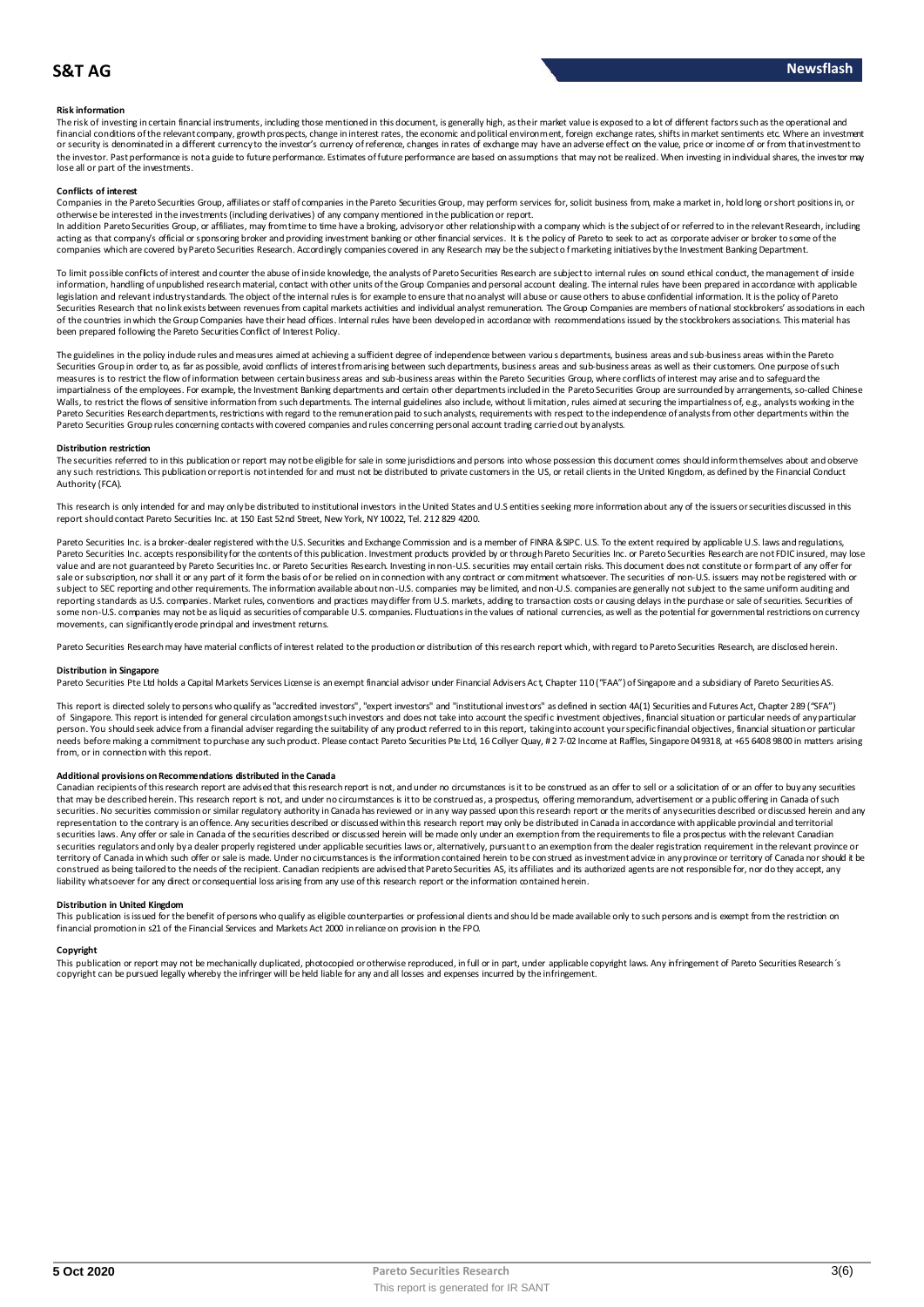#### Risk information

The risk of investing in certain financial instruments, including those mentioned in this document, is generally high, as their market value is exposed to a lot of different factors such as the operational and financial conditions of the relevant company, growth prospects, change in interest rates, the economic and political environment, foreign exchange rates, shifts in market sentiments etc. Where an investment or security is denominated in a different currency to the investor's currency of reference, changes in rates of exchange may have an adverse effect on the value, price or income of or from that investment to the investor. Past performance is not a guide to future performance. Estimates of future performance are based on assumptions that may not be realized. When investing in individual shares, the investor may lose all or part of the investments.

#### Conflicts of interest

Companies in the Pareto Securities Group, affiliates or staff of companies in the Pareto Securities Group, may perform services for, solicit business from, make a market in, hold long or short positions in, or otherwise be interested in the investments (including derivatives) of any company mentioned in the publication or report.

In addition Pareto Securities Group, or affiliates, may from time to time have a broking, advisory or other relationship with a company which is the subject of or referred to in the relevant Research, including acting as that company's official or sponsoring broker and providing investment banking or other financial services. It is the policy of Pareto to seek to act as corporate adviser or broker to some of the companies which are covered by Pareto Securities Research. Accordingly companies covered in any Research may be the subject of marketing initiatives by the Investment Banking Department.

To limit possible conflicts of interest and counter the abuse of inside knowledge, the analysts of Pareto Securities Research are subject to internal rules on sound ethical conduct, the management of inside information, handling of unpublished research material, contact with other units of the Group Companies and personal account dealing. The internal rules have been prepared in accordance with applicable legislation and relevant industry standards. The object of the internal rules is for example to ensure that no analyst will abuse or cause others to abuse confidential information. It is the policy of Pareto Securities Research that no link exists between revenues from capital markets activities and individual analyst remuneration. The Group Companies are members of national stockbrokers' associations in each of the countries in which the Group Companies have their head offices. Internal rules have been developed in accordance with recommendations issued by the stockbrokers associations. This material has been prepared following the Pareto Securities Conflict of Interest Policy.

The guidelines in the policy include rules and measures aimed at achieving a sufficient degree of independence between various departments, business areas and sub-business areas within the Pareto Securities Group in order to, as far as possible, avoid conflicts of interest from arising between such departments, business areas and sub-business areas as well as their customers. One purpose of such measures is to restrict the flow of information between certain business areas and sub-business areas within the Pareto Securities Group, where conflicts of interest may arise and to safeguard the impartialness of the employees. For example, the Investment Banking departments and certain other departments included in the Pareto Securities Group are surrounded by arrangements, so-called Chinese Walls, to restrict the flows of sensitive information from such departments. The internal guidelines also include, without limitation, rules aimed at securing the impartialness of, e.g., analysts working in the Pareto Securities Research departments, restrictions with regard to the remuneration paid to such analysts, requirements with respect to the independence of analysts from other departments within the Pareto Securities Group rules concerning contacts with covered companies and rules concerning personal account trading carried out by analysts.

#### Distribution restriction

The securities referred to in this publication or report may not be eligible for sale in some jurisdictions and persons into whose possession this document comes should inform themselves about and observe any such restrictions. This publication or report is not intended for and must not be distributed to private customers in the US, or retail clients in the United Kingdom, as defined by the Financial Conduct Authority (FCA).

This research is only intended for and may only be distributed to institutional investors in the United States and U.S entities seeking more information about any of the issuers or securities discussed in this report should contact Pareto Securities Inc. at 150 East 52nd Street, New York, NY 10022, Tel. 212 829 4200.

Pareto Securities Inc. is a broker-dealer registered with the U.S. Securities and Exchange Commission and is a member of FINRA & SIPC. U.S. To the extent required by applicable U.S. laws and regulations, Pareto Securities Inc. accepts responsibility for the contents of this publication. Investment products provided by or through Pareto Securities Inc. or Pareto Securities Research are not FDIC insured, may lose value and are not guaranteed by Pareto Securities Inc. or Pareto Securities Research. Investing in non-U.S. securities may entail certain risks. This document does not constitute or form part of any offer for sale or subscription, nor shall it or any part of it form the basis of or be relied on in connection with any contract or commitment whatsoever. The securities of non-U.S. issuers may not be registered with or subject to SEC reporting and other requirements. The information available about non-U.S. companies may be limited, and non-U.S. companies are generally not subject to the same uniform auditing and reporting standards as U.S. companies. Market rules, conventions and practices may differ from U.S. markets, adding to transaction costs or causing delays in the purchase or sale of securities. Securities of some non-U.S. companies may not be as liquid as securities of comparable U.S. companies. Fluctuations in the values of national currencies, as well as the potential for governmental restrictions on currency movements, can significantly erode principal and investment returns.

Pareto Securities Research may have material conflicts of interest related to the production or distribution of this research report which, with regard to Pareto Securities Research, are disclosed herein.

#### Distribution in Singapore

Pareto Securities Pte Ltd holds a Capital Markets Services License is an exempt financial advisor under Financial Advisers Act, Chapter 110 ("FAA") of Singapore and a subsidiary of Pareto Securities AS.

This report is directed solely to persons who qualify as "accredited investors", "expert investors" and "institutional investors" as defined in section 4A(1) Securities and Futures Act, Chapter 289 ("SFA") of Singapore. This report is intended for general circulation amongst such investors and does not take into account the specific investment objectives, financial situation or particular needs of any particular person. You should seek advice from a financial adviser regarding the suitability of any product referred to in this report, taking into account your specific financial objectives, financial situation or particular needs before making a commitment to purchase any such product. Please contact Pareto Securities Pte Ltd, 16 Collyer Quay, # 2 7-02 Income at Raffles, Singapore 049318, at +65 6408 9800 in matters arising from, or in connection with this report.

#### Additional provisions on Recommendations distributed in the Canada

Canadian recipients of this research report are advised that this research report is not, and under no circumstances is it to be construed as an offer to sell or a solicitation of or an offer to buy any securities that may be described herein. This research report is not, and under no circumstances is it to be construed as, a prospectus, offering memorandum, advertisement or a public offering in Canada of such securities. No securities commission or similar regulatory authority in Canada has reviewed or in any way passed upon this research report or the merits of any securities described or discussed herein and any representation to the contrary is an offence. Any securities described or discussed within this research report may only be distributed in Canada in accordance with applicable provincial and territorial securities laws. Any offer or sale in Canada of the securities described or discussed herein will be made only under an exemption from the requirements to file a prospectus with the relevant Canadian securities regulators and only by a dealer properly registered under applicable securities laws or, alternatively, pursuant to an exemption from the dealer registration requirement in the relevant province or territory of Canada in which such offer or sale is made. Under no circumstances is the information contained herein to be construed as investment advice in any province or territory of Canada nor should it be construed as being tailored to the needs of the recipient. Canadian recipients are advised that Pareto Securities AS, its affiliates and its authorized agents are not responsible for, nor do they accept, any liability whatsoever for any direct or consequential loss arising from any use of this research report or the information contained herein.

#### Distribution in United Kingdom

This publication is issued for the benefit of persons who qualify as eligible counterparties or professional clients and should be made available only to such persons and is exempt from the restriction on financial promotion in s21 of the Financial Services and Markets Act 2000 in reliance on provision in the FPO.

#### Copyright

This publication or report may not be mechanically duplicated, photocopied or otherwise reproduced, in full or in part, under applicable copyright laws. Any infringement of Pareto Securities Research´s copyright can be pursued legally whereby the infringer will be held liable for any and all losses and expenses incurred by the infringement.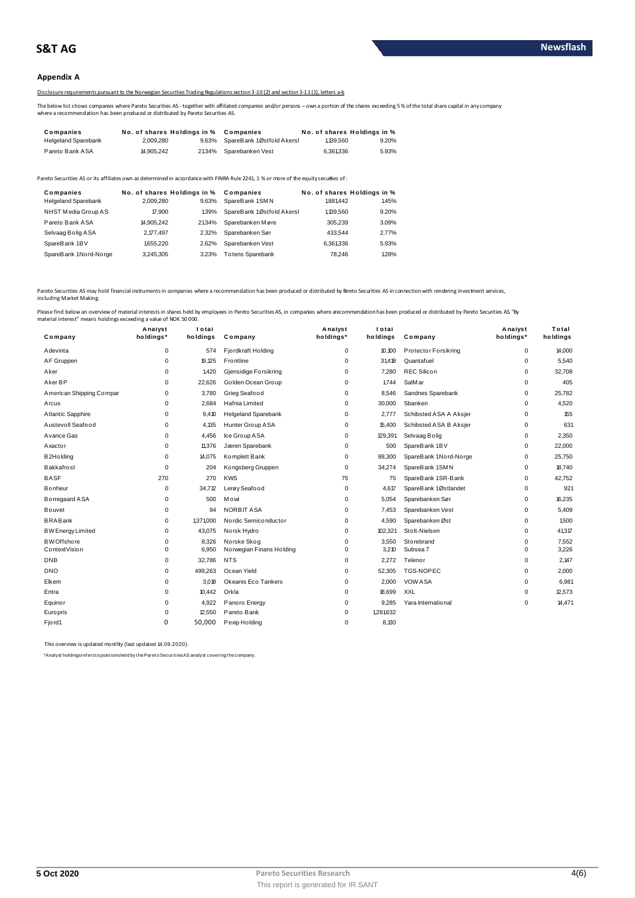## Appendix A

Disclosure requirements pursuant to the Norwegian Securities Trading Regulations section 3-10 (2) and section 3-11 (1), letters a-b

The below list shows companies where Pareto Securities AS - together with affiliated companies and/or persons – own a portion of the shares exceeding 5 % of the total share capital in any company where a recommendation has been produced or distributed by Pareto Securities AS.

| Companies | No. of shares | Holdings in % | Companies | No. of shares | Holdings in % |
|---|---|---|---|---|---|
| Helgeland Sparebank | 2,009,280 | 9.63% | SpareBank 1Østfold Akersl | 1,139,560 | 9.20% |
| Pareto Bank ASA | 14,905,242 | 21.34% | Sparebanken Vest | 6,361,336 | 5.93% |

Pareto Securities AS or its affiliates own as determined in accordance with FINRA Rule 2241, 1 % or more of the equity securities of :

| Companies | No. of shares | Holdings in % | Companies | No. of shares | Holdings in % |
|---|---|---|---|---|---|
| Helgeland Sparebank | 2,009,280 | 9.63% | SpareBank 1SMN | 1,881,442 | 1.45% |
| NHST Media Group AS | 17,900 | 1.39% | SpareBank 1Østfold Akersl | 1,139,560 | 9.20% |
| Pareto Bank ASA | 14,905,242 | 21.34% | Sparebanken Møre | 305,239 | 3.09% |
| Selvaag Bolig ASA | 2,177,497 | 2.32% | Sparebanken Sør | 433,544 | 2.77% |
| SpareBank 1BV | 1,655,220 | 2.62% | Sparebanken Vest | 6,361,336 | 5.93% |
| SpareBank 1Nord-Norge | 3,245,305 | 3.23% | Totens Sparebank | 78,246 | 1.28% |

Pareto Securities AS may hold financial instruments in companies where a recommendation has been produced or distributed by Pareto Securities AS in connection with rendering investment services, including Market Making.

Please find below an overview of material interests in shares held by employees in Pareto Securities AS, in companies where a recommendation has been produced or distributed by Pareto Securities AS. "By material interest" means holdings exceeding a value of NOK 50 000.

| Company | Analyst holdings* | Total holdings | Company | Analyst holdings* | Total holdings | Company | Analyst holdings* | Total holdings |
|---|---|---|---|---|---|---|---|---|
| Adevinta | 0 | 574 | Fjordkraft Holding | 0 | 10,100 | Protector Forsikring | 0 | 14,000 |
| AF Gruppen | 0 | 19,125 | Frontline | 0 | 31,418 | Quantafuel | 0 | 5,540 |
| Aker | 0 | 1,420 | Gjensidige Forsikring | 0 | 7,280 | REC Silicon | 0 | 32,708 |
| Aker BP | 0 | 22,626 | Golden Ocean Group | 0 | 1,744 | SalMar | 0 | 405 |
| American Shipping Compar | 0 | 3,780 | Grieg Seafood | 0 | 8,546 | Sandnes Sparebank | 0 | 25,782 |
| Arcus | 0 | 2,684 | Hafnia Limited | 0 | 30,000 | Sbanken | 0 | 4,520 |
| Atlantic Sapphire | 0 | 9,410 | Helgeland Sparebank | 0 | 2,777 | Schibsted ASA A Aksjer | 0 | 155 |
| Austevoll Seafood | 0 | 4,135 | Hunter Group ASA | 0 | 15,400 | Schibsted ASA B Aksjer | 0 | 631 |
| Avance Gas | 0 | 4,456 | Ice Group ASA | 0 | 129,391 | Selvaag Bolig | 0 | 2,350 |
| Axactor | 0 | 11,376 | Jæren Sparebank | 0 | 500 | SpareBank 1BV | 0 | 22,000 |
| B2Holding | 0 | 14,075 | Komplett Bank | 0 | 88,300 | SpareBank 1Nord-Norge | 0 | 25,750 |
| Bakkafrost | 0 | 204 | Kongsberg Gruppen | 0 | 34,274 | SpareBank 1SMN | 0 | 18,740 |
| BASF | 270 | 270 | KWS | 75 | 75 | SpareBank 1SR-Bank | 0 | 42,752 |
| Bonheur | 0 | 34,712 | Lerøy Seafood | 0 | 4,617 | SpareBank 1Østlandet | 0 | 921 |
| Borregaard ASA | 0 | 500 | Mowi | 0 | 5,054 | Sparebanken Sør | 0 | 16,235 |
| Bouvet | 0 | 94 | NORBIT ASA | 0 | 7,453 | Sparebanken Vest | 0 | 5,409 |
| BRABank | 0 | 1,371,000 | Nordic Semiconductor | 0 | 4,590 | Sparebanken Øst | 0 | 1,500 |
| BW Energy Limited | 0 | 43,075 | Norsk Hydro | 0 | 102,321 | Stolt-Nielsen | 0 | 41,317 |
| BW Offshore | 0 | 8,326 | Norske Skog | 0 | 3,550 | Storebrand | 0 | 7,552 |
| ContextVision | 0 | 6,950 | Norwegian Finans Holding | 0 | 3,210 | Subsea 7 | 0 | 3,226 |
| DNB | 0 | 32,786 | NTS | 0 | 2,272 | Telenor | 0 | 2,147 |
| DNO | 0 | 499,263 | Ocean Yield | 0 | 52,305 | TGS-NOPEC | 0 | 2,000 |
| Elkem | 0 | 3,018 | Okeanis Eco Tankers | 0 | 2,000 | VOW ASA | 0 | 6,981 |
| Entra | 0 | 10,442 | Orkla | 0 | 18,699 | XXL | 0 | 12,573 |
| Equinor | 0 | 4,922 | Panoro Energy | 0 | 9,285 | Yara International | 0 | 14,471 |
| Europris | 0 | 12,550 | Pareto Bank | 0 | 1,281,632 | | | |
| Fjord1 | 0 | 50,000 | Pexip Holding | 0 | 8,130 | | | |

This overview is updated monthly (last updated 14.09.2020).

*Analyst holdings refers to positions held by the Pareto Securities AS analyst covering the company.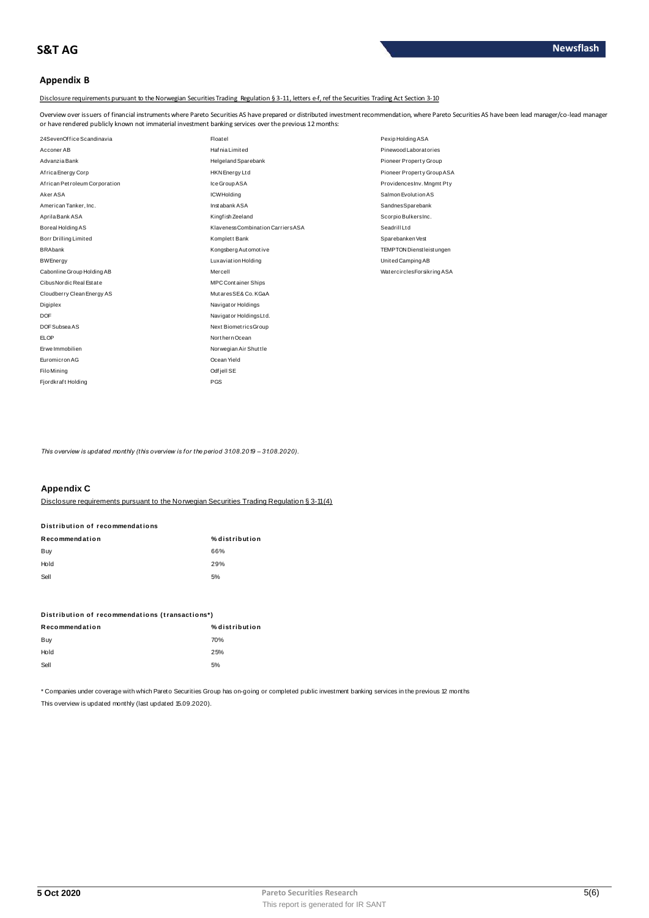## Appendix B

Disclosure requirements pursuant to the Norwegian Securities Trading Regulation § 3-11, letters e-f, ref the Securities Trading Act Section 3-10

Overview over issuers of financial instruments where Pareto Securities AS have prepared or distributed investment recommendation, where Pareto Securities AS have been lead manager/co-lead manager or have rendered publicly known not immaterial investment banking services over the previous 12 months:

24SevenOffice Scandinavia
Acconer AB
Advanzia Bank
Africa Energy Corp
African Petroleum Corporation
Aker ASA
American Tanker, Inc.
Aprila Bank ASA
Boreal Holding AS
Borr Drilling Limited
BRAbank
BW Energy
Cabonline Group Holding AB
Cibus Nordic Real Estate
Cloudberry Clean Energy AS
Digiplex
DOF
DOF Subsea AS
ELOP
Erwe Immobilien
Euromicron AG
Filo Mining
Fjordkraft Holding
Floatel
Hafnia Limited
Helgeland Sparebank
HKN Energy Ltd
Ice Group ASA
ICW Holding
Instabank ASA
Kingfish Zeeland
Klaveness Combination Carriers ASA
Komplett Bank
Kongsberg Automotive
Luxaviation Holding
Mercell
MPC Container Ships
Mutares SE & Co. KGaA
Navigator Holdings
Navigator Holdings Ltd.
Next Biometrics Group
Northern Ocean
Norwegian Air Shuttle
Ocean Yield
Odfjell SE
PGS
Pexip Holding ASA
Pinewood Laboratories
Pioneer Property Group
Pioneer Property Group ASA
Providences Inv. Mngmt Pty
Salmon Evolution AS
Sandnes Sparebank
Scorpio Bulkers Inc.
Seadrill Ltd
Sparebanken Vest
TEMPTON Dienstleistungen
United Camping AB
Watercircles Forsikring ASA

*This overview is updated monthly (this overview is for the period 31.08.2019 – 31.08.2020).*

## Appendix C

Disclosure requirements pursuant to the Norwegian Securities Trading Regulation § 3-11(4)

**Distribution of recommendations**

| Recommendation | % distribution |
|---|---|
| Buy | 66% |
| Hold | 29% |
| Sell | 5% |

**Distribution of recommendations (transactions\*)**

| Recommendation | % distribution |
|---|---|
| Buy | 70% |
| Hold | 25% |
| Sell | 5% |

\* Companies under coverage with which Pareto Securities Group has on-going or completed public investment banking services in the previous 12 months

This overview is updated monthly (last updated 15.09.2020).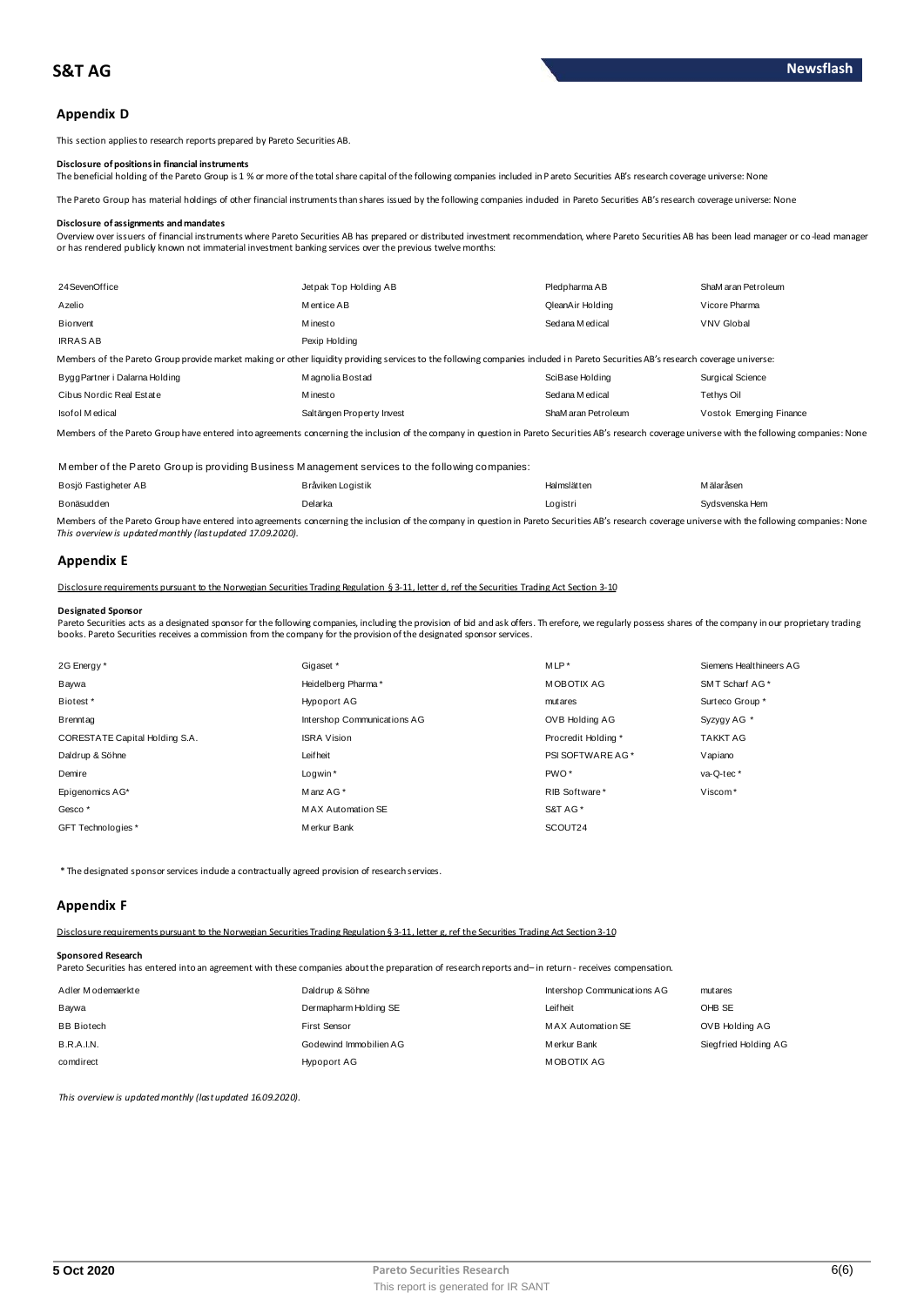## Appendix D

This section applies to research reports prepared by Pareto Securities AB.

**Disclosure of positions in financial instruments**

The beneficial holding of the Pareto Group is 1 % or more of the total share capital of the following companies included in Pareto Securities AB's research coverage universe: None

The Pareto Group has material holdings of other financial instruments than shares issued by the following companies included in Pareto Securities AB's research coverage universe: None

**Disclosure of assignments and mandates**

Overview over issuers of financial instruments where Pareto Securities AB has prepared or distributed investment recommendation, where Pareto Securities AB has been lead manager or co-lead manager or has rendered publicly known not immaterial investment banking services over the previous twelve months:

| | | | |
|---|---|---|---|
| 24SevenOffice | Jetpak Top Holding AB | Pledpharma AB | ShaMaran Petroleum |
| Azelio | Mentice AB | QleanAir Holding | Vicore Pharma |
| Bionvent | Minesto | Sedana Medical | VNV Global |
| IRRAS AB | Pexip Holding | | |

Members of the Pareto Group provide market making or other liquidity providing services to the following companies included in Pareto Securities AB's research coverage universe:

| | | | |
|---|---|---|---|
| ByggPartner i Dalarna Holding | Magnolia Bostad | SciBase Holding | Surgical Science |
| Cibus Nordic Real Estate | Minesto | Sedana Medical | Tethys Oil |
| Isofol Medical | Saltängen Property Invest | ShaMaran Petroleum | Vostok Emerging Finance |

Members of the Pareto Group have entered into agreements concerning the inclusion of the company in question in Pareto Securities AB's research coverage universe with the following companies: None

Member of the Pareto Group is providing Business Management services to the following companies:

| | | | |
|---|---|---|---|
| Bosjö Fastigheter AB | Bråviken Logistik | Halmslätten | Mälaråsen |
| Bonäsudden | Delarka | Logistri | Sydsvenska Hem |

Members of the Pareto Group have entered into agreements concerning the inclusion of the company in question in Pareto Securities AB's research coverage universe with the following companies: None

*This overview is updated monthly (last updated 17.09.2020).*

## Appendix E

Disclosure requirements pursuant to the Norwegian Securities Trading Regulation § 3-11, letter d, ref the Securities Trading Act Section 3-10

**Designated Sponsor**

Pareto Securities acts as a designated sponsor for the following companies, including the provision of bid and ask offers. Therefore, we regularly possess shares of the company in our proprietary trading books. Pareto Securities receives a commission from the company for the provision of the designated sponsor services.

| | | | |
|---|---|---|---|
| 2G Energy * | Gigaset * | MLP * | Siemens Healthineers AG |
| Baywa | Heidelberg Pharma * | MOBOTIX AG | SMT Scharf AG * |
| Biotest * | Hypoport AG | mutares | Surteco Group * |
| Brenntag | Intershop Communications AG | OVB Holding AG | Syzygy AG * |
| CORESTATE Capital Holding S.A. | ISRA Vision | Procredit Holding * | TAKKT AG |
| Daldrup & Söhne | Leifheit | PSI SOFTWARE AG * | Vapiano |
| Demire | Logwin * | PWO * | va-Q-tec * |
| Epigenomics AG* | Manz AG * | RIB Software * | Viscom * |
| Gesco * | MAX Automation SE | S&T AG * | |
| GFT Technologies * | Merkur Bank | SCOUT24 | |

\* The designated sponsor services include a contractually agreed provision of research services.

## Appendix F

Disclosure requirements pursuant to the Norwegian Securities Trading Regulation § 3-11, letter g, ref the Securities Trading Act Section 3-10

**Sponsored Research**

Pareto Securities has entered into an agreement with these companies about the preparation of research reports and– in return - receives compensation.

| | | | |
|---|---|---|---|
| Adler Modemaerkte | Daldrup & Söhne | Intershop Communications AG | mutares |
| Baywa | Dermapharm Holding SE | Leifheit | OHB SE |
| BB Biotech | First Sensor | MAX Automation SE | OVB Holding AG |
| B.R.A.I.N. | Godewind Immobilien AG | Merkur Bank | Siegfried Holding AG |
| comdirect | Hypoport AG | MOBOTIX AG | |

*This overview is updated monthly (last updated 16.09.2020).*